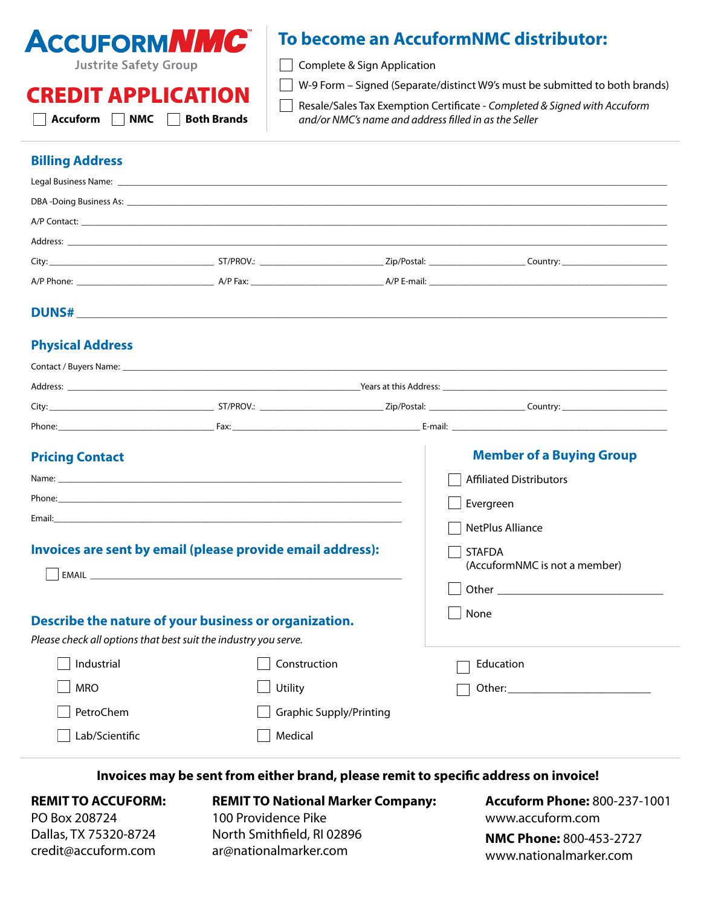# ACCUFORMNMC

Justrite Safety Group

# CREDIT APPLICATION

☐ Accuform ☐ NMC ☐ Both Brands

## To become an AccuformNMC distributor:

☐ Complete & Sign Application

☐ W-9 Form – Signed (Separate/distinct W9's must be submitted to both brands)

☐ Resale/Sales Tax Exemption Certificate - *Completed & Signed with Accuform and/or NMC's name and address filled in as the Seller*

## Billing Address

Legal Business Name: ______________________________

DBA -Doing Business As: ______________________________

A/P Contact: ______________________________

Address: ______________________________

City: ____________ ST/PROV.: ____________ Zip/Postal: ____________ Country: ____________

A/P Phone: ____________ A/P Fax: ____________ A/P E-mail: ____________

## DUNS# ______________________________

## Physical Address

Contact / Buyers Name: ______________________________

Address: ______________________________ Years at this Address: ____________

City: ____________ ST/PROV.: ____________ Zip/Postal: ____________ Country: ____________

Phone: ____________ Fax: ____________ E-mail: ____________

## Pricing Contact

Name: ______________________________

Phone: ______________________________

Email: ______________________________

## Invoices are sent by email (please provide email address):

☐ EMAIL ______________________________

## Member of a Buying Group

☐ Affiliated Distributors

☐ Evergreen

☐ NetPlus Alliance

☐ STAFDA (AccuformNMC is not a member)

☐ Other ____________

☐ None

## Describe the nature of your business or organization.

*Please check all options that best suit the industry you serve.*

☐ Industrial

☐ MRO

☐ PetroChem

☐ Lab/Scientific

☐ Construction

☐ Utility

☐ Graphic Supply/Printing

☐ Medical

☐ Education

☐ Other: ____________

**Invoices may be sent from either brand, please remit to specific address on invoice!**

**REMIT TO ACCUFORM:**
PO Box 208724
Dallas, TX 75320-8724
credit@accuform.com

**REMIT TO National Marker Company:**
100 Providence Pike
North Smithfield, RI 02896
ar@nationalmarker.com

**Accuform Phone:** 800-237-1001
www.accuform.com

**NMC Phone:** 800-453-2727
www.nationalmarker.com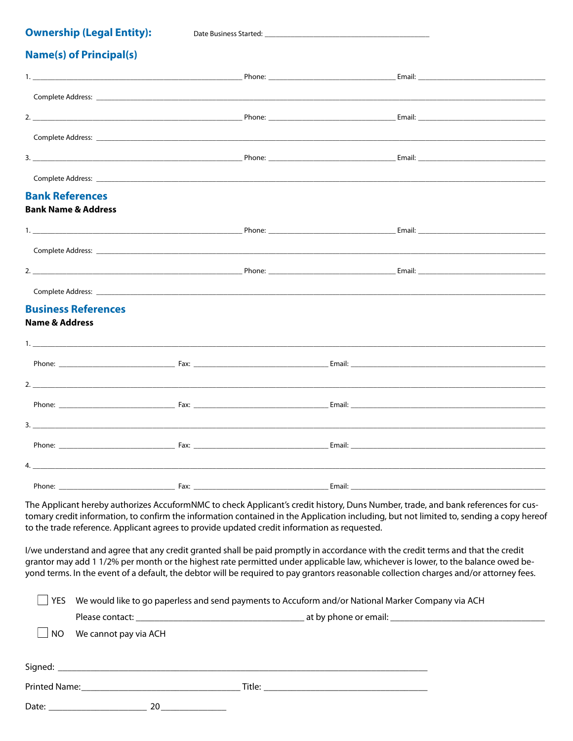## Ownership (Legal Entity):

Date Business Started: ______________________________

## Name(s) of Principal(s)

1. ______________________________ Phone: ______________________ Email: ______________________

   Complete Address: ______________________________________________________________

2. ______________________________ Phone: ______________________ Email: ______________________

   Complete Address: ______________________________________________________________

3. ______________________________ Phone: ______________________ Email: ______________________

   Complete Address: ______________________________________________________________

## Bank References

**Bank Name & Address**

1. ______________________________ Phone: ______________________ Email: ______________________

   Complete Address: ______________________________________________________________

2. ______________________________ Phone: ______________________ Email: ______________________

   Complete Address: ______________________________________________________________

## Business References

**Name & Address**

1. ______________________________________________________________

   Phone: ____________________ Fax: ____________________ Email: ______________________

2. ______________________________________________________________

   Phone: ____________________ Fax: ____________________ Email: ______________________

3. ______________________________________________________________

   Phone: ____________________ Fax: ____________________ Email: ______________________

4. ______________________________________________________________

   Phone: ____________________ Fax: ____________________ Email: ______________________

The Applicant hereby authorizes AccuformNMC to check Applicant's credit history, Duns Number, trade, and bank references for customary credit information, to confirm the information contained in the Application including, but not limited to, sending a copy hereof to the trade reference. Applicant agrees to provide updated credit information as requested.

I/we understand and agree that any credit granted shall be paid promptly in accordance with the credit terms and that the credit grantor may add 1 1/2% per month or the highest rate permitted under applicable law, whichever is lower, to the balance owed beyond terms. In the event of a default, the debtor will be required to pay grantors reasonable collection charges and/or attorney fees.

☐ YES We would like to go paperless and send payments to Accuform and/or National Marker Company via ACH

Please contact: ______________________ at by phone or email: ______________________

☐ NO We cannot pay via ACH

Signed: ______________________________________________________________

Printed Name: ______________________________ Title: ______________________________

Date: ____________________ 20____________